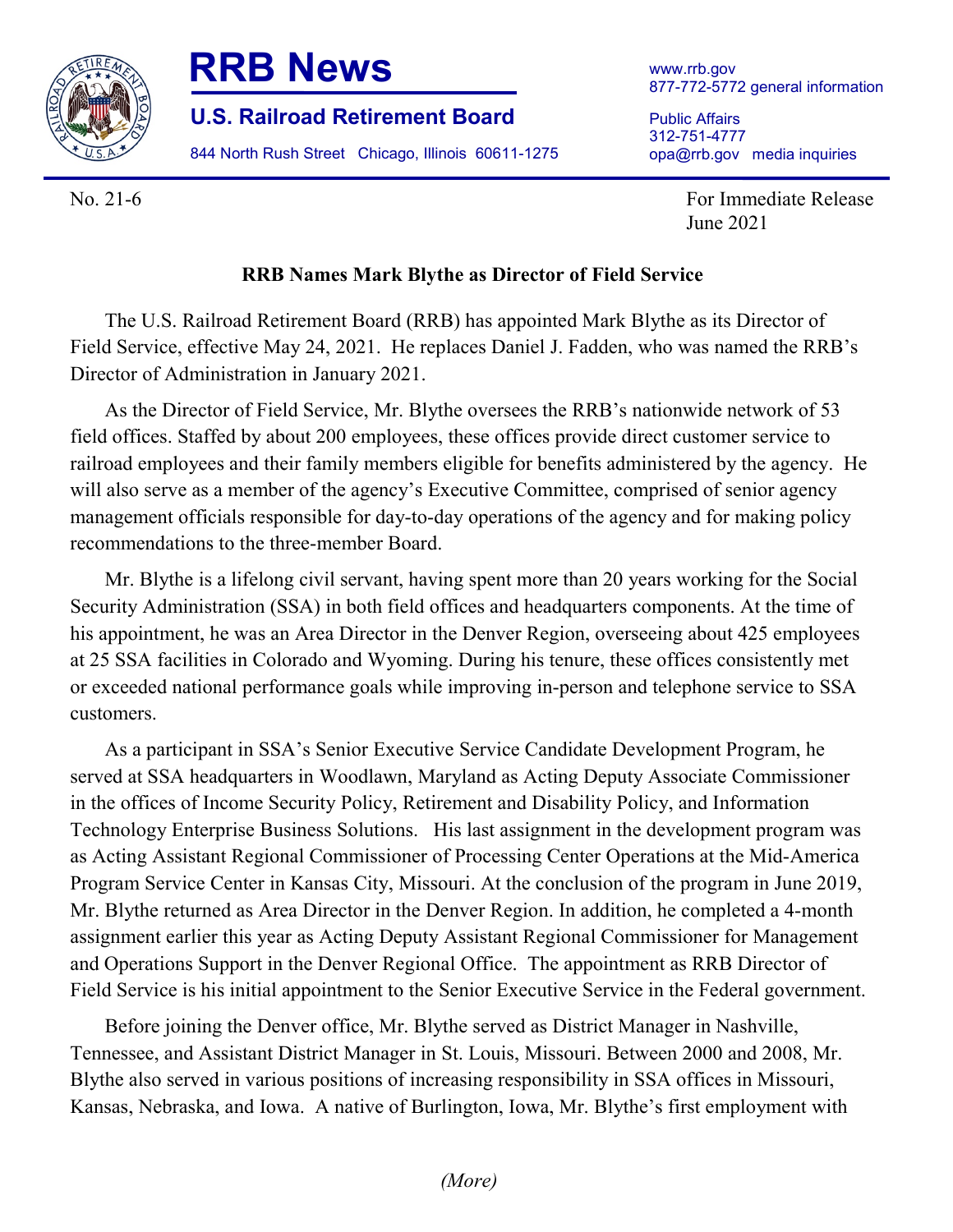# RRB News

## U.S. Railroad Retirement Board

844 North Rush Street Chicago, Illinois 60611-1275

www.rrb.gov
877-772-5772 general information

Public Affairs
312-751-4777
opa@rrb.gov media inquiries

No. 21-6

For Immediate Release
June 2021

**RRB Names Mark Blythe as Director of Field Service**

The U.S. Railroad Retirement Board (RRB) has appointed Mark Blythe as its Director of Field Service, effective May 24, 2021. He replaces Daniel J. Fadden, who was named the RRB's Director of Administration in January 2021.

As the Director of Field Service, Mr. Blythe oversees the RRB's nationwide network of 53 field offices. Staffed by about 200 employees, these offices provide direct customer service to railroad employees and their family members eligible for benefits administered by the agency. He will also serve as a member of the agency's Executive Committee, comprised of senior agency management officials responsible for day-to-day operations of the agency and for making policy recommendations to the three-member Board.

Mr. Blythe is a lifelong civil servant, having spent more than 20 years working for the Social Security Administration (SSA) in both field offices and headquarters components. At the time of his appointment, he was an Area Director in the Denver Region, overseeing about 425 employees at 25 SSA facilities in Colorado and Wyoming. During his tenure, these offices consistently met or exceeded national performance goals while improving in-person and telephone service to SSA customers.

As a participant in SSA's Senior Executive Service Candidate Development Program, he served at SSA headquarters in Woodlawn, Maryland as Acting Deputy Associate Commissioner in the offices of Income Security Policy, Retirement and Disability Policy, and Information Technology Enterprise Business Solutions. His last assignment in the development program was as Acting Assistant Regional Commissioner of Processing Center Operations at the Mid-America Program Service Center in Kansas City, Missouri. At the conclusion of the program in June 2019, Mr. Blythe returned as Area Director in the Denver Region. In addition, he completed a 4-month assignment earlier this year as Acting Deputy Assistant Regional Commissioner for Management and Operations Support in the Denver Regional Office. The appointment as RRB Director of Field Service is his initial appointment to the Senior Executive Service in the Federal government.

Before joining the Denver office, Mr. Blythe served as District Manager in Nashville, Tennessee, and Assistant District Manager in St. Louis, Missouri. Between 2000 and 2008, Mr. Blythe also served in various positions of increasing responsibility in SSA offices in Missouri, Kansas, Nebraska, and Iowa. A native of Burlington, Iowa, Mr. Blythe's first employment with

*(More)*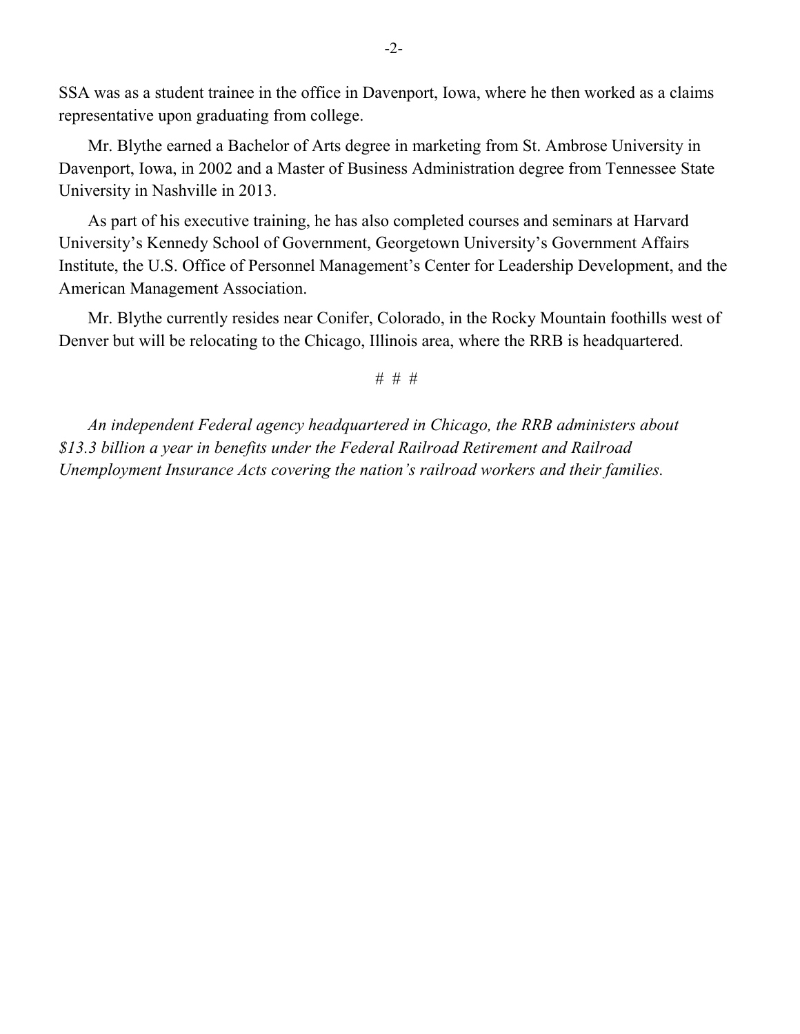SSA was as a student trainee in the office in Davenport, Iowa, where he then worked as a claims representative upon graduating from college.

Mr. Blythe earned a Bachelor of Arts degree in marketing from St. Ambrose University in Davenport, Iowa, in 2002 and a Master of Business Administration degree from Tennessee State University in Nashville in 2013.

As part of his executive training, he has also completed courses and seminars at Harvard University's Kennedy School of Government, Georgetown University's Government Affairs Institute, the U.S. Office of Personnel Management's Center for Leadership Development, and the American Management Association.

Mr. Blythe currently resides near Conifer, Colorado, in the Rocky Mountain foothills west of Denver but will be relocating to the Chicago, Illinois area, where the RRB is headquartered.

# # #

*An independent Federal agency headquartered in Chicago, the RRB administers about $13.3 billion a year in benefits under the Federal Railroad Retirement and Railroad Unemployment Insurance Acts covering the nation's railroad workers and their families.*